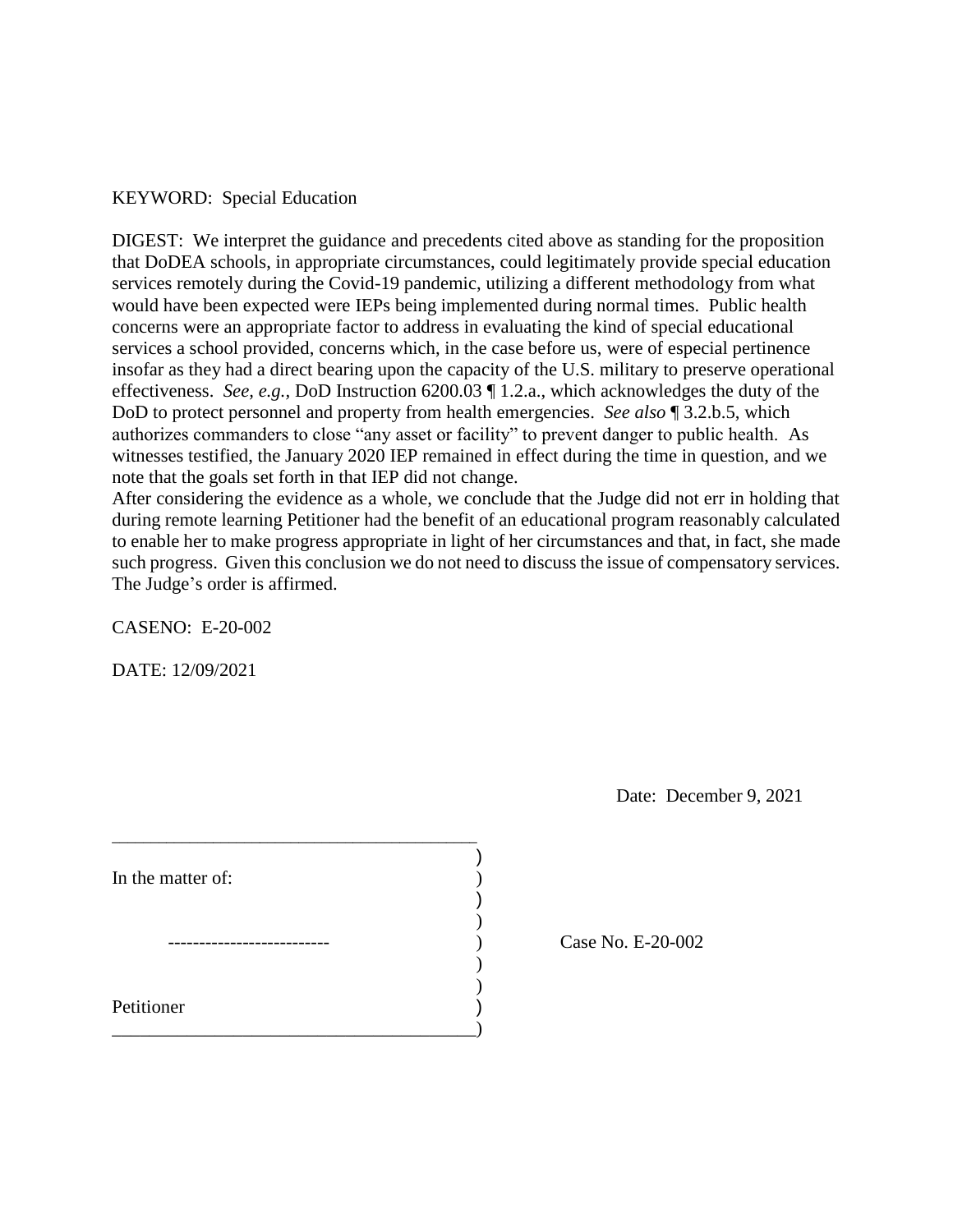KEYWORD: Special Education

DIGEST: We interpret the guidance and precedents cited above as standing for the proposition that DoDEA schools, in appropriate circumstances, could legitimately provide special education services remotely during the Covid-19 pandemic, utilizing a different methodology from what would have been expected were IEPs being implemented during normal times. Public health concerns were an appropriate factor to address in evaluating the kind of special educational services a school provided, concerns which, in the case before us, were of especial pertinence insofar as they had a direct bearing upon the capacity of the U.S. military to preserve operational effectiveness. *See, e.g.*, DoD Instruction 6200.03 ¶ 1.2.a., which acknowledges the duty of the DoD to protect personnel and property from health emergencies. *See also* ¶ 3.2.b.5, which authorizes commanders to close "any asset or facility" to prevent danger to public health. As witnesses testified, the January 2020 IEP remained in effect during the time in question, and we note that the goals set forth in that IEP did not change.
After considering the evidence as a whole, we conclude that the Judge did not err in holding that during remote learning Petitioner had the benefit of an educational program reasonably calculated to enable her to make progress appropriate in light of her circumstances and that, in fact, she made such progress. Given this conclusion we do not need to discuss the issue of compensatory services. The Judge's order is affirmed.

CASENO: E-20-002

DATE: 12/09/2021

Date: December 9, 2021

In the matter of:

\--------------------------

Petitioner

Case No. E-20-002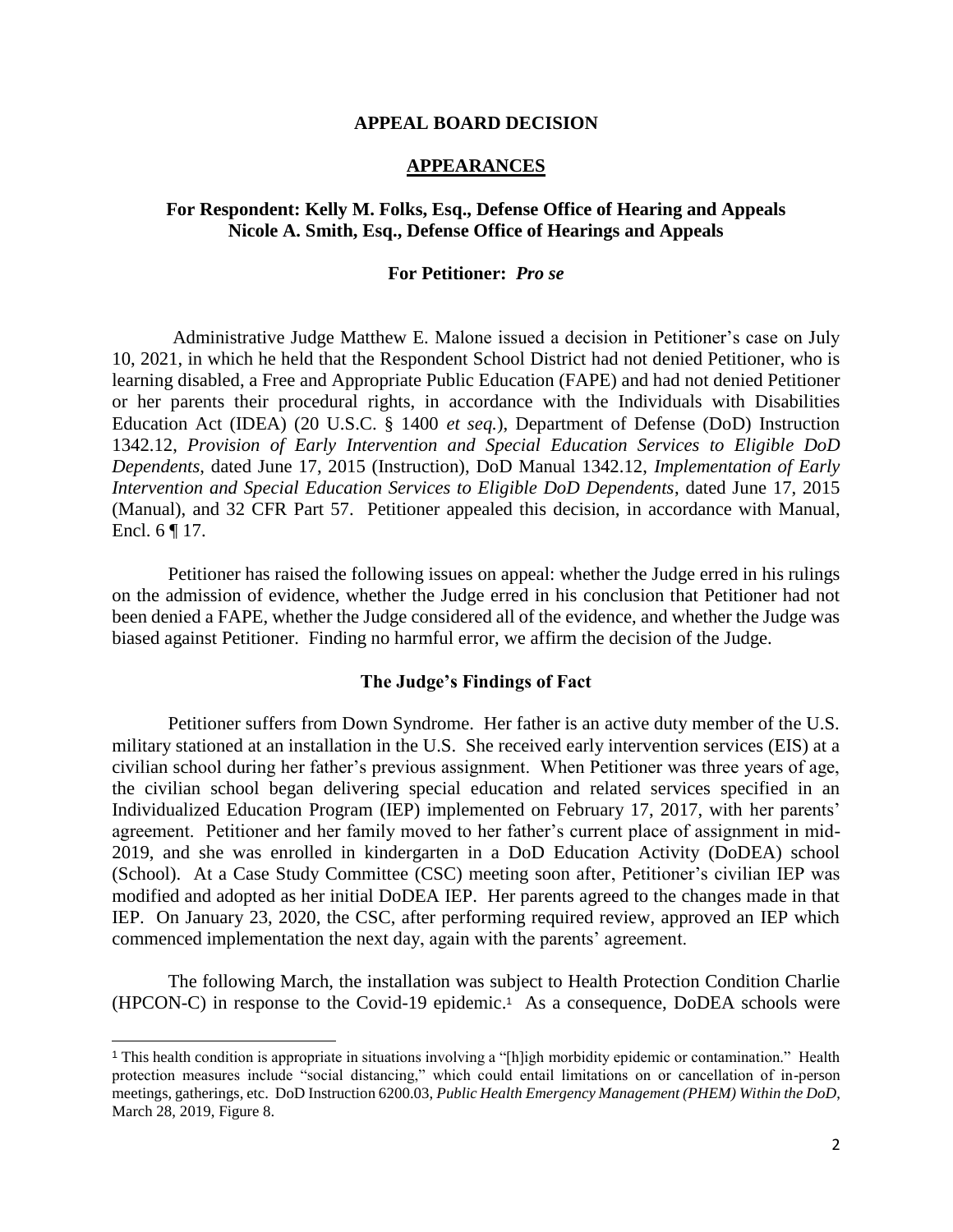**APPEAL BOARD DECISION**

**APPEARANCES**

**For Respondent: Kelly M. Folks, Esq., Defense Office of Hearing and Appeals**
**Nicole A. Smith, Esq., Defense Office of Hearings and Appeals**

**For Petitioner:** ***Pro se***

Administrative Judge Matthew E. Malone issued a decision in Petitioner's case on July 10, 2021, in which he held that the Respondent School District had not denied Petitioner, who is learning disabled, a Free and Appropriate Public Education (FAPE) and had not denied Petitioner or her parents their procedural rights, in accordance with the Individuals with Disabilities Education Act (IDEA) (20 U.S.C. § 1400 *et seq.*), Department of Defense (DoD) Instruction 1342.12, *Provision of Early Intervention and Special Education Services to Eligible DoD Dependents*, dated June 17, 2015 (Instruction), DoD Manual 1342.12, *Implementation of Early Intervention and Special Education Services to Eligible DoD Dependents*, dated June 17, 2015 (Manual), and 32 CFR Part 57. Petitioner appealed this decision, in accordance with Manual, Encl. 6 ¶ 17.

Petitioner has raised the following issues on appeal: whether the Judge erred in his rulings on the admission of evidence, whether the Judge erred in his conclusion that Petitioner had not been denied a FAPE, whether the Judge considered all of the evidence, and whether the Judge was biased against Petitioner. Finding no harmful error, we affirm the decision of the Judge.

**The Judge's Findings of Fact**

Petitioner suffers from Down Syndrome. Her father is an active duty member of the U.S. military stationed at an installation in the U.S. She received early intervention services (EIS) at a civilian school during her father's previous assignment. When Petitioner was three years of age, the civilian school began delivering special education and related services specified in an Individualized Education Program (IEP) implemented on February 17, 2017, with her parents' agreement. Petitioner and her family moved to her father's current place of assignment in mid-2019, and she was enrolled in kindergarten in a DoD Education Activity (DoDEA) school (School). At a Case Study Committee (CSC) meeting soon after, Petitioner's civilian IEP was modified and adopted as her initial DoDEA IEP. Her parents agreed to the changes made in that IEP. On January 23, 2020, the CSC, after performing required review, approved an IEP which commenced implementation the next day, again with the parents' agreement.

The following March, the installation was subject to Health Protection Condition Charlie (HPCON-C) in response to the Covid-19 epidemic.[1] As a consequence, DoDEA schools were

---

[1] This health condition is appropriate in situations involving a "[h]igh morbidity epidemic or contamination." Health protection measures include "social distancing," which could entail limitations on or cancellation of in-person meetings, gatherings, etc. DoD Instruction 6200.03, *Public Health Emergency Management (PHEM) Within the DoD*, March 28, 2019, Figure 8.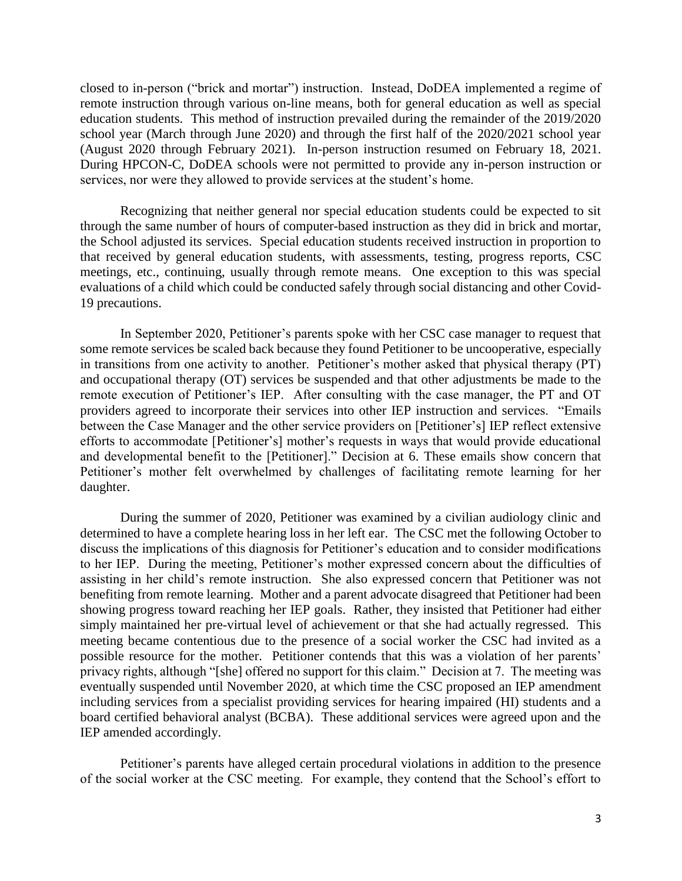closed to in-person ("brick and mortar") instruction. Instead, DoDEA implemented a regime of remote instruction through various on-line means, both for general education as well as special education students. This method of instruction prevailed during the remainder of the 2019/2020 school year (March through June 2020) and through the first half of the 2020/2021 school year (August 2020 through February 2021). In-person instruction resumed on February 18, 2021. During HPCON-C, DoDEA schools were not permitted to provide any in-person instruction or services, nor were they allowed to provide services at the student's home.

Recognizing that neither general nor special education students could be expected to sit through the same number of hours of computer-based instruction as they did in brick and mortar, the School adjusted its services. Special education students received instruction in proportion to that received by general education students, with assessments, testing, progress reports, CSC meetings, etc., continuing, usually through remote means. One exception to this was special evaluations of a child which could be conducted safely through social distancing and other Covid-19 precautions.

In September 2020, Petitioner's parents spoke with her CSC case manager to request that some remote services be scaled back because they found Petitioner to be uncooperative, especially in transitions from one activity to another. Petitioner's mother asked that physical therapy (PT) and occupational therapy (OT) services be suspended and that other adjustments be made to the remote execution of Petitioner's IEP. After consulting with the case manager, the PT and OT providers agreed to incorporate their services into other IEP instruction and services. "Emails between the Case Manager and the other service providers on [Petitioner's] IEP reflect extensive efforts to accommodate [Petitioner's] mother's requests in ways that would provide educational and developmental benefit to the [Petitioner]." Decision at 6. These emails show concern that Petitioner's mother felt overwhelmed by challenges of facilitating remote learning for her daughter.

During the summer of 2020, Petitioner was examined by a civilian audiology clinic and determined to have a complete hearing loss in her left ear. The CSC met the following October to discuss the implications of this diagnosis for Petitioner's education and to consider modifications to her IEP. During the meeting, Petitioner's mother expressed concern about the difficulties of assisting in her child's remote instruction. She also expressed concern that Petitioner was not benefiting from remote learning. Mother and a parent advocate disagreed that Petitioner had been showing progress toward reaching her IEP goals. Rather, they insisted that Petitioner had either simply maintained her pre-virtual level of achievement or that she had actually regressed. This meeting became contentious due to the presence of a social worker the CSC had invited as a possible resource for the mother. Petitioner contends that this was a violation of her parents' privacy rights, although "[she] offered no support for this claim." Decision at 7. The meeting was eventually suspended until November 2020, at which time the CSC proposed an IEP amendment including services from a specialist providing services for hearing impaired (HI) students and a board certified behavioral analyst (BCBA). These additional services were agreed upon and the IEP amended accordingly.

Petitioner's parents have alleged certain procedural violations in addition to the presence of the social worker at the CSC meeting. For example, they contend that the School's effort to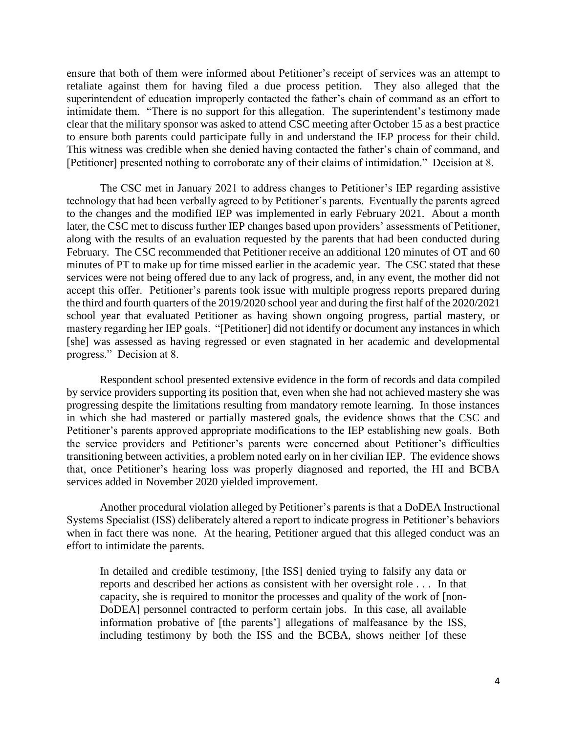ensure that both of them were informed about Petitioner's receipt of services was an attempt to retaliate against them for having filed a due process petition. They also alleged that the superintendent of education improperly contacted the father's chain of command as an effort to intimidate them. "There is no support for this allegation. The superintendent's testimony made clear that the military sponsor was asked to attend CSC meeting after October 15 as a best practice to ensure both parents could participate fully in and understand the IEP process for their child. This witness was credible when she denied having contacted the father's chain of command, and [Petitioner] presented nothing to corroborate any of their claims of intimidation." Decision at 8.

The CSC met in January 2021 to address changes to Petitioner's IEP regarding assistive technology that had been verbally agreed to by Petitioner's parents. Eventually the parents agreed to the changes and the modified IEP was implemented in early February 2021. About a month later, the CSC met to discuss further IEP changes based upon providers' assessments of Petitioner, along with the results of an evaluation requested by the parents that had been conducted during February. The CSC recommended that Petitioner receive an additional 120 minutes of OT and 60 minutes of PT to make up for time missed earlier in the academic year. The CSC stated that these services were not being offered due to any lack of progress, and, in any event, the mother did not accept this offer. Petitioner's parents took issue with multiple progress reports prepared during the third and fourth quarters of the 2019/2020 school year and during the first half of the 2020/2021 school year that evaluated Petitioner as having shown ongoing progress, partial mastery, or mastery regarding her IEP goals. "[Petitioner] did not identify or document any instances in which [she] was assessed as having regressed or even stagnated in her academic and developmental progress." Decision at 8.

Respondent school presented extensive evidence in the form of records and data compiled by service providers supporting its position that, even when she had not achieved mastery she was progressing despite the limitations resulting from mandatory remote learning. In those instances in which she had mastered or partially mastered goals, the evidence shows that the CSC and Petitioner's parents approved appropriate modifications to the IEP establishing new goals. Both the service providers and Petitioner's parents were concerned about Petitioner's difficulties transitioning between activities, a problem noted early on in her civilian IEP. The evidence shows that, once Petitioner's hearing loss was properly diagnosed and reported, the HI and BCBA services added in November 2020 yielded improvement.

Another procedural violation alleged by Petitioner's parents is that a DoDEA Instructional Systems Specialist (ISS) deliberately altered a report to indicate progress in Petitioner's behaviors when in fact there was none. At the hearing, Petitioner argued that this alleged conduct was an effort to intimidate the parents.

> In detailed and credible testimony, [the ISS] denied trying to falsify any data or reports and described her actions as consistent with her oversight role . . . In that capacity, she is required to monitor the processes and quality of the work of [non-DoDEA] personnel contracted to perform certain jobs. In this case, all available information probative of [the parents'] allegations of malfeasance by the ISS, including testimony by both the ISS and the BCBA, shows neither [of these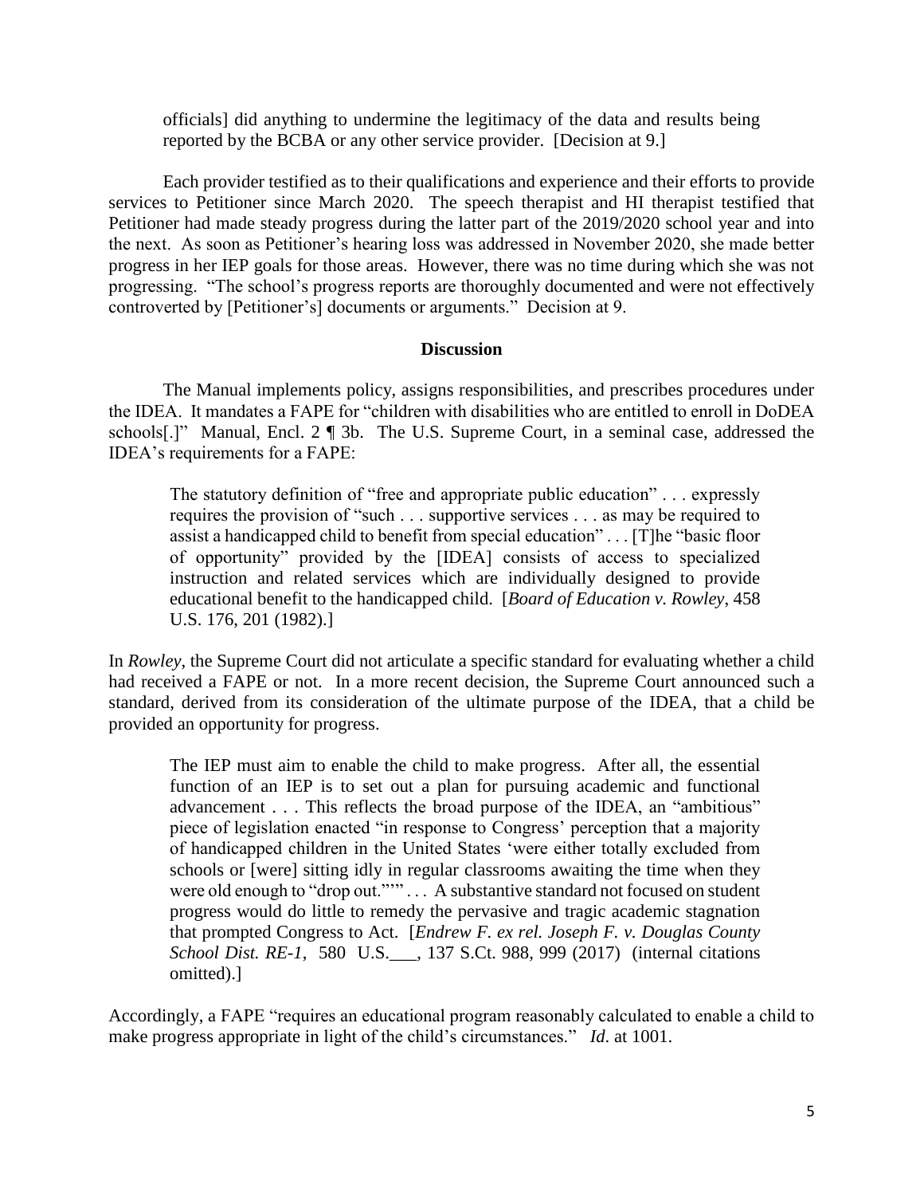> officials] did anything to undermine the legitimacy of the data and results being reported by the BCBA or any other service provider. [Decision at 9.]

Each provider testified as to their qualifications and experience and their efforts to provide services to Petitioner since March 2020. The speech therapist and HI therapist testified that Petitioner had made steady progress during the latter part of the 2019/2020 school year and into the next. As soon as Petitioner's hearing loss was addressed in November 2020, she made better progress in her IEP goals for those areas. However, there was no time during which she was not progressing. "The school's progress reports are thoroughly documented and were not effectively controverted by [Petitioner's] documents or arguments." Decision at 9.

**Discussion**

The Manual implements policy, assigns responsibilities, and prescribes procedures under the IDEA. It mandates a FAPE for "children with disabilities who are entitled to enroll in DoDEA schools[.]" Manual, Encl. 2 ¶ 3b. The U.S. Supreme Court, in a seminal case, addressed the IDEA's requirements for a FAPE:

> The statutory definition of "free and appropriate public education" . . . expressly requires the provision of "such . . . supportive services . . . as may be required to assist a handicapped child to benefit from special education" . . . [T]he "basic floor of opportunity" provided by the [IDEA] consists of access to specialized instruction and related services which are individually designed to provide educational benefit to the handicapped child. [*Board of Education v. Rowley*, 458 U.S. 176, 201 (1982).]

In *Rowley*, the Supreme Court did not articulate a specific standard for evaluating whether a child had received a FAPE or not. In a more recent decision, the Supreme Court announced such a standard, derived from its consideration of the ultimate purpose of the IDEA, that a child be provided an opportunity for progress.

> The IEP must aim to enable the child to make progress. After all, the essential function of an IEP is to set out a plan for pursuing academic and functional advancement . . . This reflects the broad purpose of the IDEA, an "ambitious" piece of legislation enacted "in response to Congress' perception that a majority of handicapped children in the United States 'were either totally excluded from schools or [were] sitting idly in regular classrooms awaiting the time when they were old enough to "drop out."'" . . . A substantive standard not focused on student progress would do little to remedy the pervasive and tragic academic stagnation that prompted Congress to Act. [*Endrew F. ex rel. Joseph F. v. Douglas County School Dist. RE-1*, 580 U.S.___, 137 S.Ct. 988, 999 (2017) (internal citations omitted).]

Accordingly, a FAPE "requires an educational program reasonably calculated to enable a child to make progress appropriate in light of the child's circumstances." *Id.* at 1001.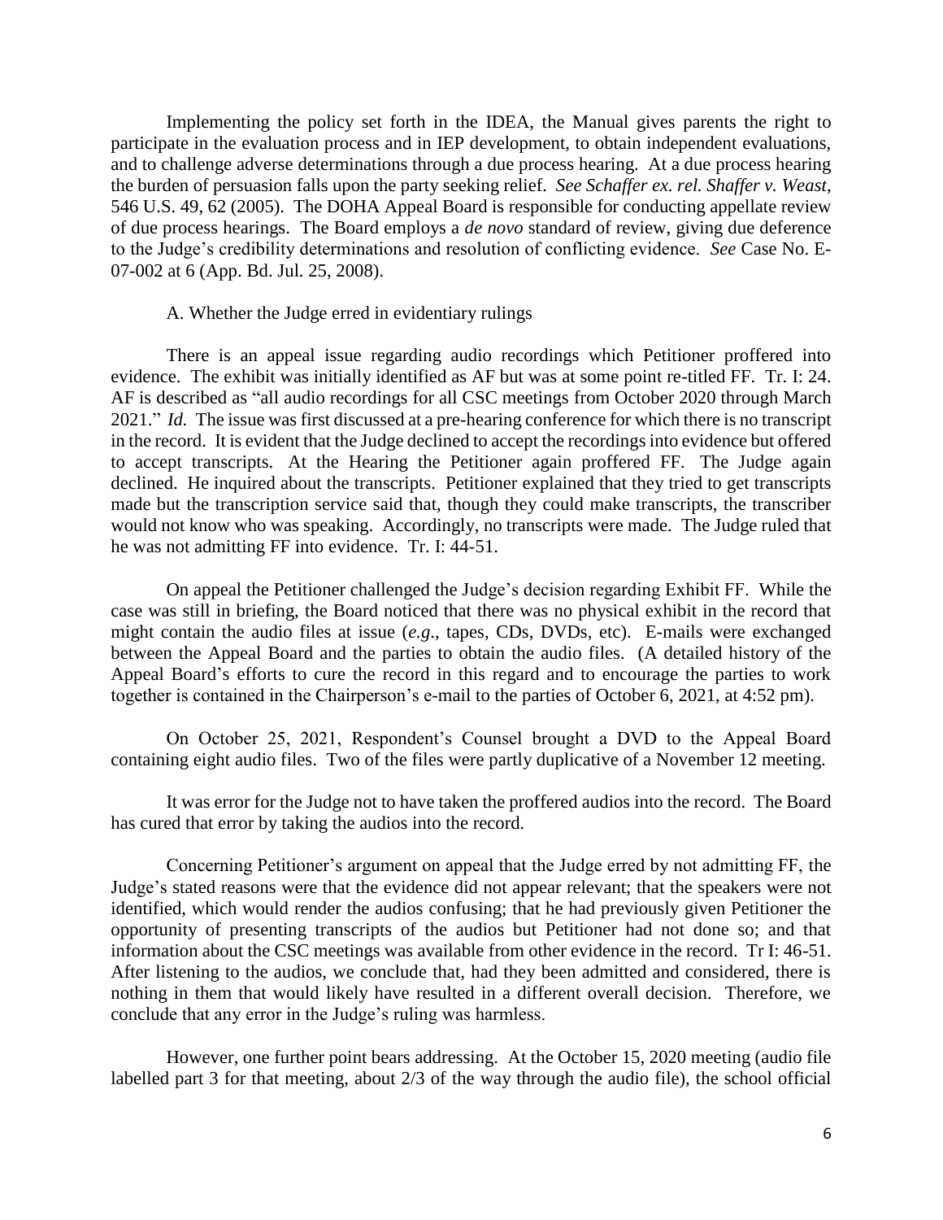Implementing the policy set forth in the IDEA, the Manual gives parents the right to participate in the evaluation process and in IEP development, to obtain independent evaluations, and to challenge adverse determinations through a due process hearing. At a due process hearing the burden of persuasion falls upon the party seeking relief. *See Schaffer ex. rel. Shaffer v. Weast*, 546 U.S. 49, 62 (2005). The DOHA Appeal Board is responsible for conducting appellate review of due process hearings. The Board employs a *de novo* standard of review, giving due deference to the Judge's credibility determinations and resolution of conflicting evidence. *See* Case No. E-07-002 at 6 (App. Bd. Jul. 25, 2008).

A. Whether the Judge erred in evidentiary rulings

There is an appeal issue regarding audio recordings which Petitioner proffered into evidence. The exhibit was initially identified as AF but was at some point re-titled FF. Tr. I: 24. AF is described as "all audio recordings for all CSC meetings from October 2020 through March 2021." *Id.* The issue was first discussed at a pre-hearing conference for which there is no transcript in the record. It is evident that the Judge declined to accept the recordings into evidence but offered to accept transcripts. At the Hearing the Petitioner again proffered FF. The Judge again declined. He inquired about the transcripts. Petitioner explained that they tried to get transcripts made but the transcription service said that, though they could make transcripts, the transcriber would not know who was speaking. Accordingly, no transcripts were made. The Judge ruled that he was not admitting FF into evidence. Tr. I: 44-51.

On appeal the Petitioner challenged the Judge's decision regarding Exhibit FF. While the case was still in briefing, the Board noticed that there was no physical exhibit in the record that might contain the audio files at issue (*e.g*., tapes, CDs, DVDs, etc). E-mails were exchanged between the Appeal Board and the parties to obtain the audio files. (A detailed history of the Appeal Board's efforts to cure the record in this regard and to encourage the parties to work together is contained in the Chairperson's e-mail to the parties of October 6, 2021, at 4:52 pm).

On October 25, 2021, Respondent's Counsel brought a DVD to the Appeal Board containing eight audio files. Two of the files were partly duplicative of a November 12 meeting.

It was error for the Judge not to have taken the proffered audios into the record. The Board has cured that error by taking the audios into the record.

Concerning Petitioner's argument on appeal that the Judge erred by not admitting FF, the Judge's stated reasons were that the evidence did not appear relevant; that the speakers were not identified, which would render the audios confusing; that he had previously given Petitioner the opportunity of presenting transcripts of the audios but Petitioner had not done so; and that information about the CSC meetings was available from other evidence in the record. Tr I: 46-51. After listening to the audios, we conclude that, had they been admitted and considered, there is nothing in them that would likely have resulted in a different overall decision. Therefore, we conclude that any error in the Judge's ruling was harmless.

However, one further point bears addressing. At the October 15, 2020 meeting (audio file labelled part 3 for that meeting, about 2/3 of the way through the audio file), the school official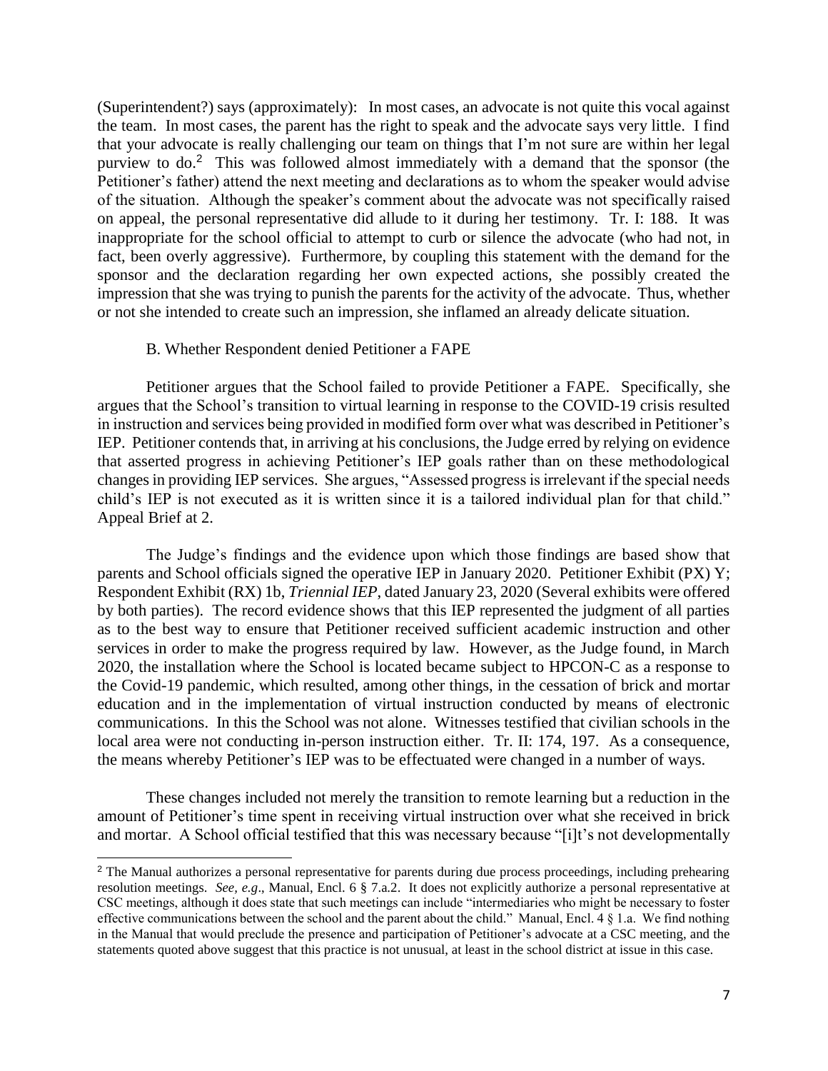(Superintendent?) says (approximately): In most cases, an advocate is not quite this vocal against the team. In most cases, the parent has the right to speak and the advocate says very little. I find that your advocate is really challenging our team on things that I'm not sure are within her legal purview to do.[2] This was followed almost immediately with a demand that the sponsor (the Petitioner's father) attend the next meeting and declarations as to whom the speaker would advise of the situation. Although the speaker's comment about the advocate was not specifically raised on appeal, the personal representative did allude to it during her testimony. Tr. I: 188. It was inappropriate for the school official to attempt to curb or silence the advocate (who had not, in fact, been overly aggressive). Furthermore, by coupling this statement with the demand for the sponsor and the declaration regarding her own expected actions, she possibly created the impression that she was trying to punish the parents for the activity of the advocate. Thus, whether or not she intended to create such an impression, she inflamed an already delicate situation.

B. Whether Respondent denied Petitioner a FAPE

Petitioner argues that the School failed to provide Petitioner a FAPE. Specifically, she argues that the School's transition to virtual learning in response to the COVID-19 crisis resulted in instruction and services being provided in modified form over what was described in Petitioner's IEP. Petitioner contends that, in arriving at his conclusions, the Judge erred by relying on evidence that asserted progress in achieving Petitioner's IEP goals rather than on these methodological changes in providing IEP services. She argues, "Assessed progress is irrelevant if the special needs child's IEP is not executed as it is written since it is a tailored individual plan for that child." Appeal Brief at 2.

The Judge's findings and the evidence upon which those findings are based show that parents and School officials signed the operative IEP in January 2020. Petitioner Exhibit (PX) Y; Respondent Exhibit (RX) 1b, *Triennial IEP*, dated January 23, 2020 (Several exhibits were offered by both parties). The record evidence shows that this IEP represented the judgment of all parties as to the best way to ensure that Petitioner received sufficient academic instruction and other services in order to make the progress required by law. However, as the Judge found, in March 2020, the installation where the School is located became subject to HPCON-C as a response to the Covid-19 pandemic, which resulted, among other things, in the cessation of brick and mortar education and in the implementation of virtual instruction conducted by means of electronic communications. In this the School was not alone. Witnesses testified that civilian schools in the local area were not conducting in-person instruction either. Tr. II: 174, 197. As a consequence, the means whereby Petitioner's IEP was to be effectuated were changed in a number of ways.

These changes included not merely the transition to remote learning but a reduction in the amount of Petitioner's time spent in receiving virtual instruction over what she received in brick and mortar. A School official testified that this was necessary because "[i]t's not developmentally

[2] The Manual authorizes a personal representative for parents during due process proceedings, including prehearing resolution meetings. *See, e.g*., Manual, Encl. 6 § 7.a.2. It does not explicitly authorize a personal representative at CSC meetings, although it does state that such meetings can include "intermediaries who might be necessary to foster effective communications between the school and the parent about the child." Manual, Encl. 4 § 1.a. We find nothing in the Manual that would preclude the presence and participation of Petitioner's advocate at a CSC meeting, and the statements quoted above suggest that this practice is not unusual, at least in the school district at issue in this case.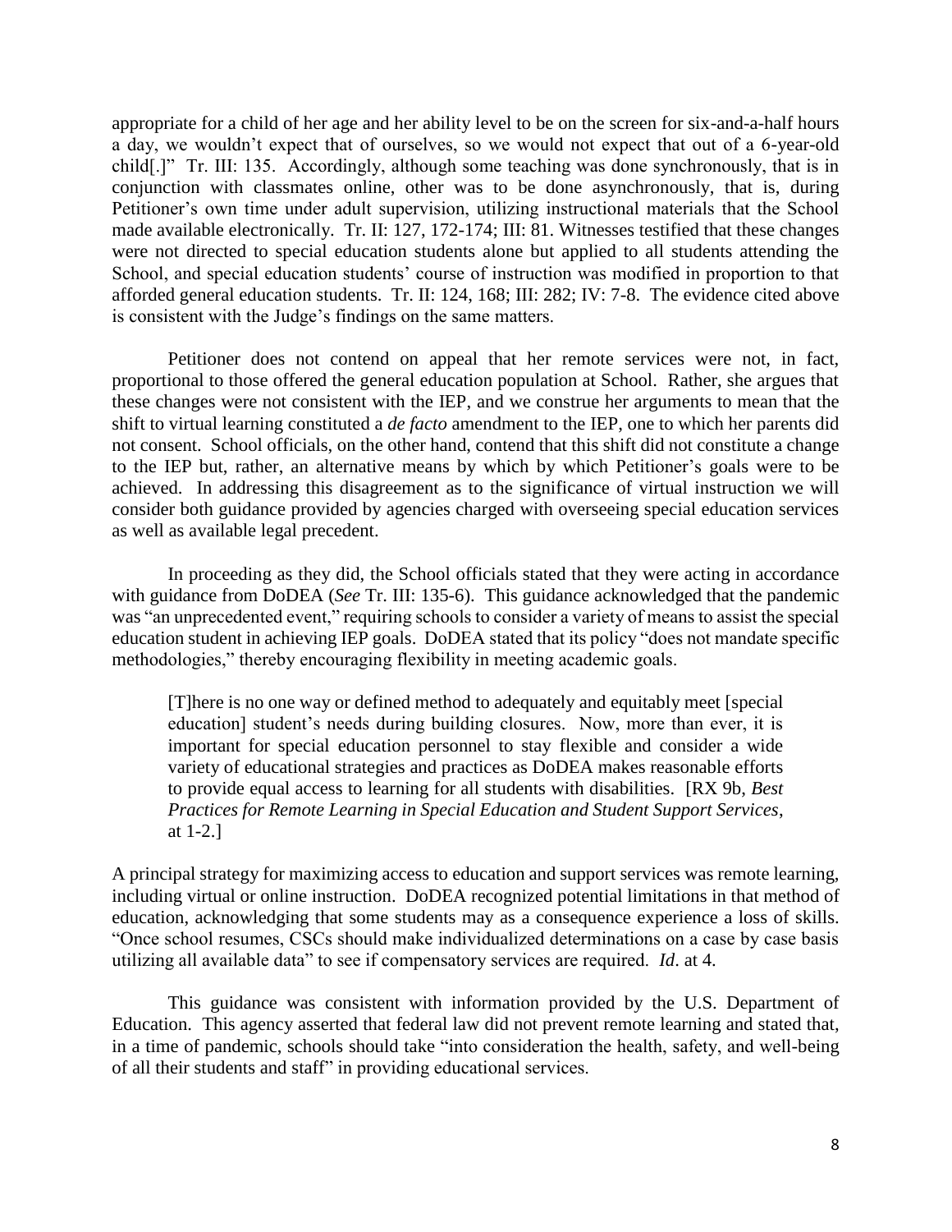appropriate for a child of her age and her ability level to be on the screen for six-and-a-half hours a day, we wouldn't expect that of ourselves, so we would not expect that out of a 6-year-old child[.]" Tr. III: 135. Accordingly, although some teaching was done synchronously, that is in conjunction with classmates online, other was to be done asynchronously, that is, during Petitioner's own time under adult supervision, utilizing instructional materials that the School made available electronically. Tr. II: 127, 172-174; III: 81. Witnesses testified that these changes were not directed to special education students alone but applied to all students attending the School, and special education students' course of instruction was modified in proportion to that afforded general education students. Tr. II: 124, 168; III: 282; IV: 7-8. The evidence cited above is consistent with the Judge's findings on the same matters.

Petitioner does not contend on appeal that her remote services were not, in fact, proportional to those offered the general education population at School. Rather, she argues that these changes were not consistent with the IEP, and we construe her arguments to mean that the shift to virtual learning constituted a *de facto* amendment to the IEP, one to which her parents did not consent. School officials, on the other hand, contend that this shift did not constitute a change to the IEP but, rather, an alternative means by which by which Petitioner's goals were to be achieved. In addressing this disagreement as to the significance of virtual instruction we will consider both guidance provided by agencies charged with overseeing special education services as well as available legal precedent.

In proceeding as they did, the School officials stated that they were acting in accordance with guidance from DoDEA (*See* Tr. III: 135-6). This guidance acknowledged that the pandemic was "an unprecedented event," requiring schools to consider a variety of means to assist the special education student in achieving IEP goals. DoDEA stated that its policy "does not mandate specific methodologies," thereby encouraging flexibility in meeting academic goals.

> [T]here is no one way or defined method to adequately and equitably meet [special education] student's needs during building closures. Now, more than ever, it is important for special education personnel to stay flexible and consider a wide variety of educational strategies and practices as DoDEA makes reasonable efforts to provide equal access to learning for all students with disabilities. [RX 9b, *Best Practices for Remote Learning in Special Education and Student Support Services*, at 1-2.]

A principal strategy for maximizing access to education and support services was remote learning, including virtual or online instruction. DoDEA recognized potential limitations in that method of education, acknowledging that some students may as a consequence experience a loss of skills. "Once school resumes, CSCs should make individualized determinations on a case by case basis utilizing all available data" to see if compensatory services are required. *Id*. at 4.

This guidance was consistent with information provided by the U.S. Department of Education. This agency asserted that federal law did not prevent remote learning and stated that, in a time of pandemic, schools should take "into consideration the health, safety, and well-being of all their students and staff" in providing educational services.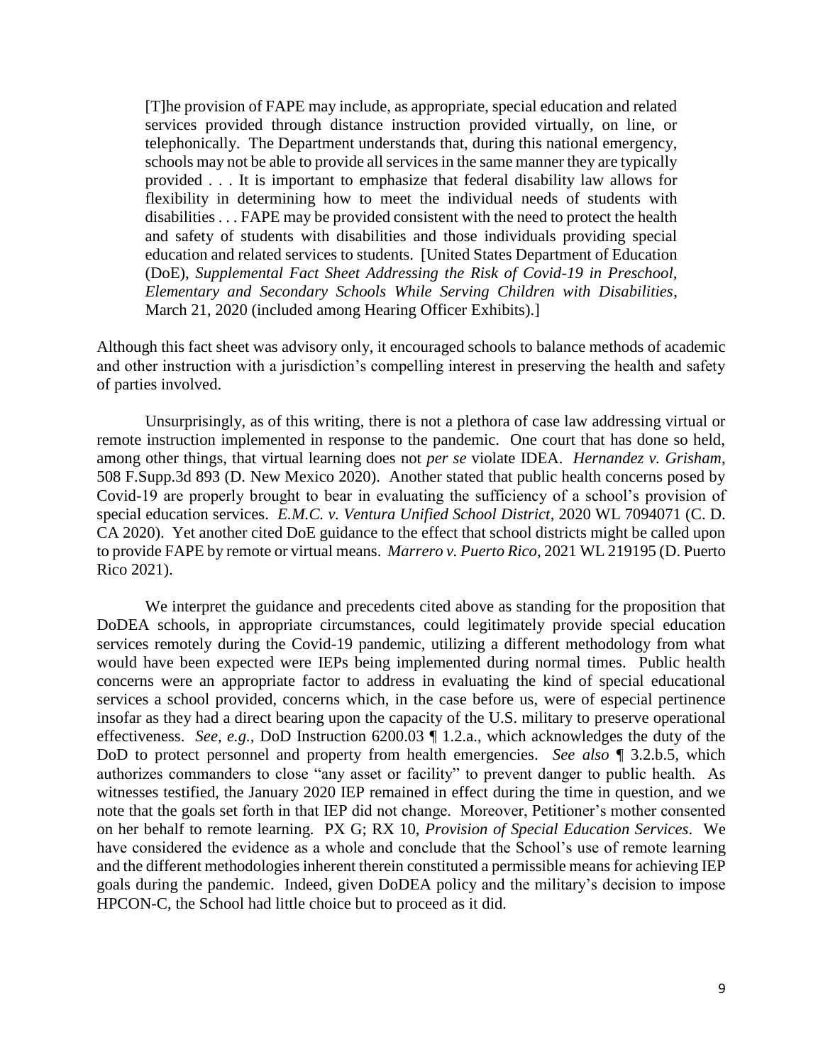> [T]he provision of FAPE may include, as appropriate, special education and related services provided through distance instruction provided virtually, on line, or telephonically. The Department understands that, during this national emergency, schools may not be able to provide all services in the same manner they are typically provided . . . It is important to emphasize that federal disability law allows for flexibility in determining how to meet the individual needs of students with disabilities . . . FAPE may be provided consistent with the need to protect the health and safety of students with disabilities and those individuals providing special education and related services to students. [United States Department of Education (DoE), *Supplemental Fact Sheet Addressing the Risk of Covid-19 in Preschool, Elementary and Secondary Schools While Serving Children with Disabilities*, March 21, 2020 (included among Hearing Officer Exhibits).]

Although this fact sheet was advisory only, it encouraged schools to balance methods of academic and other instruction with a jurisdiction's compelling interest in preserving the health and safety of parties involved.

Unsurprisingly, as of this writing, there is not a plethora of case law addressing virtual or remote instruction implemented in response to the pandemic. One court that has done so held, among other things, that virtual learning does not *per se* violate IDEA. *Hernandez v. Grisham,* 508 F.Supp.3d 893 (D. New Mexico 2020). Another stated that public health concerns posed by Covid-19 are properly brought to bear in evaluating the sufficiency of a school's provision of special education services. *E.M.C. v. Ventura Unified School District*, 2020 WL 7094071 (C. D. CA 2020). Yet another cited DoE guidance to the effect that school districts might be called upon to provide FAPE by remote or virtual means. *Marrero v. Puerto Rico*, 2021 WL 219195 (D. Puerto Rico 2021).

We interpret the guidance and precedents cited above as standing for the proposition that DoDEA schools, in appropriate circumstances, could legitimately provide special education services remotely during the Covid-19 pandemic, utilizing a different methodology from what would have been expected were IEPs being implemented during normal times. Public health concerns were an appropriate factor to address in evaluating the kind of special educational services a school provided, concerns which, in the case before us, were of especial pertinence insofar as they had a direct bearing upon the capacity of the U.S. military to preserve operational effectiveness. *See, e.g.,* DoD Instruction 6200.03 ¶ 1.2.a., which acknowledges the duty of the DoD to protect personnel and property from health emergencies. *See also* ¶ 3.2.b.5, which authorizes commanders to close "any asset or facility" to prevent danger to public health. As witnesses testified, the January 2020 IEP remained in effect during the time in question, and we note that the goals set forth in that IEP did not change. Moreover, Petitioner's mother consented on her behalf to remote learning. PX G; RX 10, *Provision of Special Education Services*. We have considered the evidence as a whole and conclude that the School's use of remote learning and the different methodologies inherent therein constituted a permissible means for achieving IEP goals during the pandemic. Indeed, given DoDEA policy and the military's decision to impose HPCON-C, the School had little choice but to proceed as it did.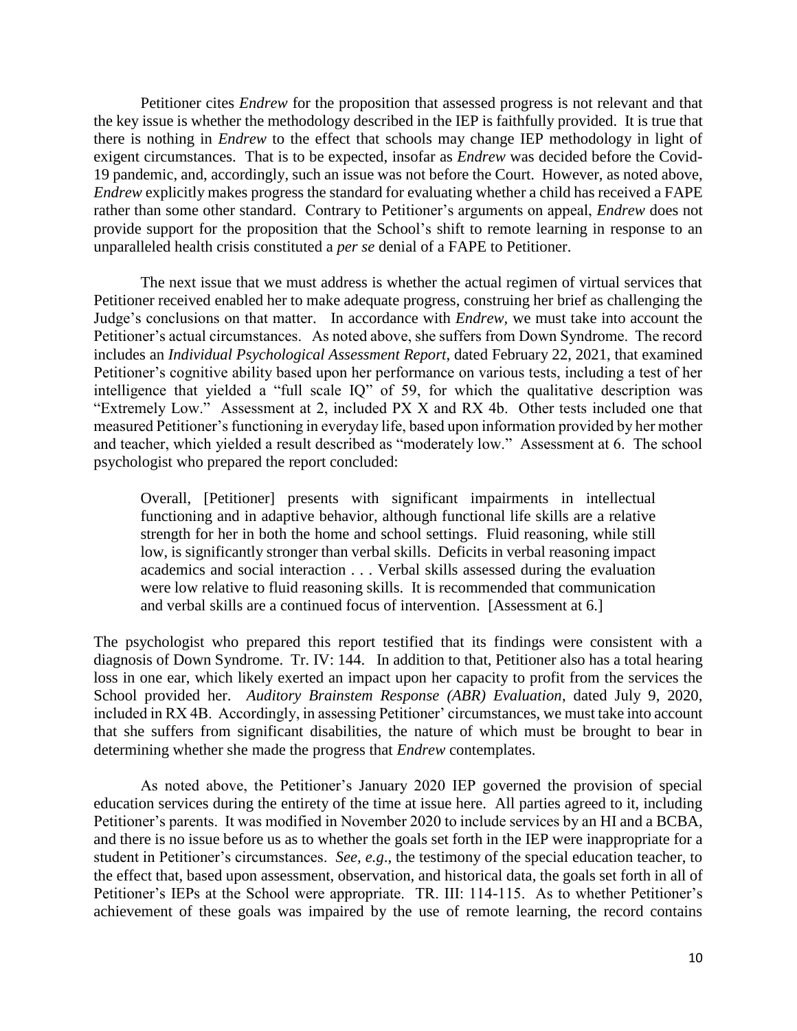Petitioner cites *Endrew* for the proposition that assessed progress is not relevant and that the key issue is whether the methodology described in the IEP is faithfully provided. It is true that there is nothing in *Endrew* to the effect that schools may change IEP methodology in light of exigent circumstances. That is to be expected, insofar as *Endrew* was decided before the Covid-19 pandemic, and, accordingly, such an issue was not before the Court. However, as noted above, *Endrew* explicitly makes progress the standard for evaluating whether a child has received a FAPE rather than some other standard. Contrary to Petitioner's arguments on appeal, *Endrew* does not provide support for the proposition that the School's shift to remote learning in response to an unparalleled health crisis constituted a *per se* denial of a FAPE to Petitioner.

The next issue that we must address is whether the actual regimen of virtual services that Petitioner received enabled her to make adequate progress, construing her brief as challenging the Judge's conclusions on that matter. In accordance with *Endrew*, we must take into account the Petitioner's actual circumstances. As noted above, she suffers from Down Syndrome. The record includes an *Individual Psychological Assessment Report*, dated February 22, 2021, that examined Petitioner's cognitive ability based upon her performance on various tests, including a test of her intelligence that yielded a "full scale IQ" of 59, for which the qualitative description was "Extremely Low." Assessment at 2, included PX X and RX 4b. Other tests included one that measured Petitioner's functioning in everyday life, based upon information provided by her mother and teacher, which yielded a result described as "moderately low." Assessment at 6. The school psychologist who prepared the report concluded:

> Overall, [Petitioner] presents with significant impairments in intellectual functioning and in adaptive behavior, although functional life skills are a relative strength for her in both the home and school settings. Fluid reasoning, while still low, is significantly stronger than verbal skills. Deficits in verbal reasoning impact academics and social interaction . . . Verbal skills assessed during the evaluation were low relative to fluid reasoning skills. It is recommended that communication and verbal skills are a continued focus of intervention. [Assessment at 6.]

The psychologist who prepared this report testified that its findings were consistent with a diagnosis of Down Syndrome. Tr. IV: 144. In addition to that, Petitioner also has a total hearing loss in one ear, which likely exerted an impact upon her capacity to profit from the services the School provided her. *Auditory Brainstem Response (ABR) Evaluation*, dated July 9, 2020, included in RX 4B. Accordingly, in assessing Petitioner' circumstances, we must take into account that she suffers from significant disabilities, the nature of which must be brought to bear in determining whether she made the progress that *Endrew* contemplates.

As noted above, the Petitioner's January 2020 IEP governed the provision of special education services during the entirety of the time at issue here. All parties agreed to it, including Petitioner's parents. It was modified in November 2020 to include services by an HI and a BCBA, and there is no issue before us as to whether the goals set forth in the IEP were inappropriate for a student in Petitioner's circumstances. *See, e.g*., the testimony of the special education teacher, to the effect that, based upon assessment, observation, and historical data, the goals set forth in all of Petitioner's IEPs at the School were appropriate. TR. III: 114-115. As to whether Petitioner's achievement of these goals was impaired by the use of remote learning, the record contains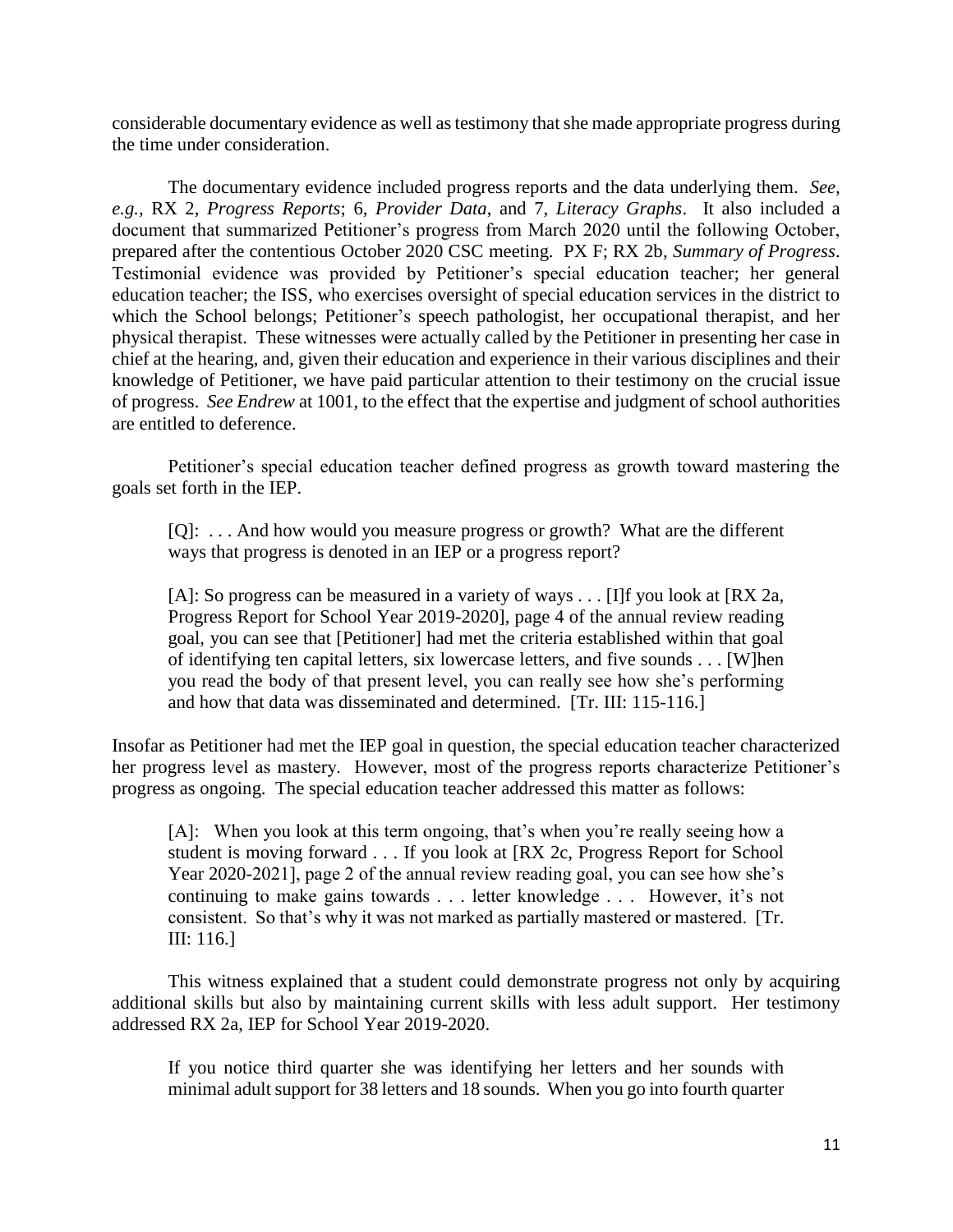considerable documentary evidence as well as testimony that she made appropriate progress during the time under consideration.

The documentary evidence included progress reports and the data underlying them. *See, e.g.,* RX 2, *Progress Reports*; 6, *Provider Data*, and 7, *Literacy Graphs*. It also included a document that summarized Petitioner's progress from March 2020 until the following October, prepared after the contentious October 2020 CSC meeting. PX F; RX 2b, *Summary of Progress*. Testimonial evidence was provided by Petitioner's special education teacher; her general education teacher; the ISS, who exercises oversight of special education services in the district to which the School belongs; Petitioner's speech pathologist, her occupational therapist, and her physical therapist. These witnesses were actually called by the Petitioner in presenting her case in chief at the hearing, and, given their education and experience in their various disciplines and their knowledge of Petitioner, we have paid particular attention to their testimony on the crucial issue of progress. *See Endrew* at 1001, to the effect that the expertise and judgment of school authorities are entitled to deference.

Petitioner's special education teacher defined progress as growth toward mastering the goals set forth in the IEP.

> [Q]: . . . And how would you measure progress or growth? What are the different ways that progress is denoted in an IEP or a progress report?
>
> [A]: So progress can be measured in a variety of ways . . . [I]f you look at [RX 2a, Progress Report for School Year 2019-2020], page 4 of the annual review reading goal, you can see that [Petitioner] had met the criteria established within that goal of identifying ten capital letters, six lowercase letters, and five sounds . . . [W]hen you read the body of that present level, you can really see how she's performing and how that data was disseminated and determined. [Tr. III: 115-116.]

Insofar as Petitioner had met the IEP goal in question, the special education teacher characterized her progress level as mastery. However, most of the progress reports characterize Petitioner's progress as ongoing. The special education teacher addressed this matter as follows:

> [A]: When you look at this term ongoing, that's when you're really seeing how a student is moving forward . . . If you look at [RX 2c, Progress Report for School Year 2020-2021], page 2 of the annual review reading goal, you can see how she's continuing to make gains towards . . . letter knowledge . . . However, it's not consistent. So that's why it was not marked as partially mastered or mastered. [Tr. III: 116.]

This witness explained that a student could demonstrate progress not only by acquiring additional skills but also by maintaining current skills with less adult support. Her testimony addressed RX 2a, IEP for School Year 2019-2020.

> If you notice third quarter she was identifying her letters and her sounds with minimal adult support for 38 letters and 18 sounds. When you go into fourth quarter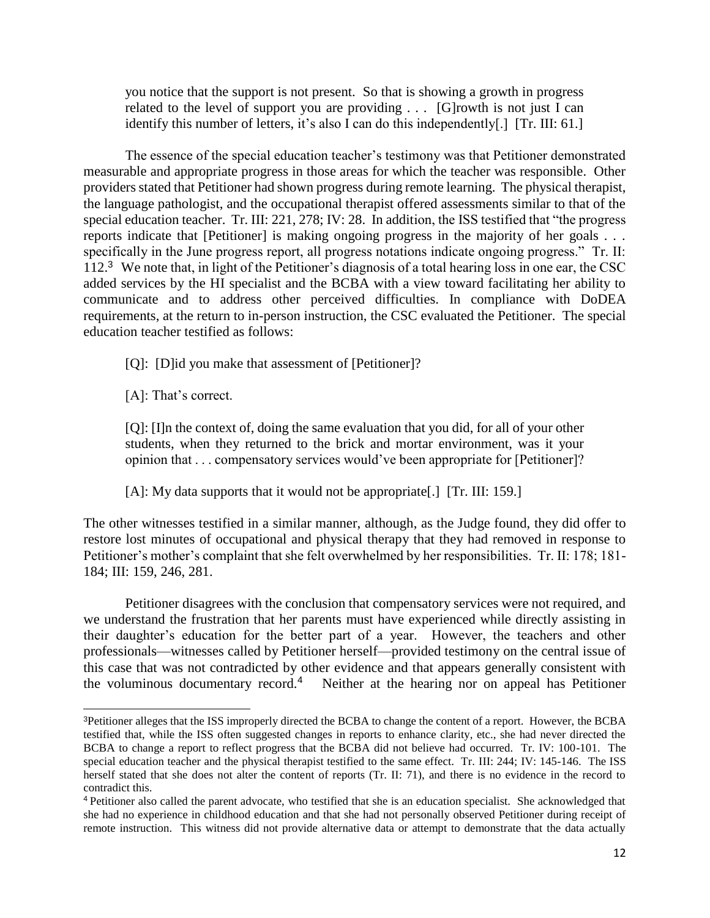> you notice that the support is not present. So that is showing a growth in progress related to the level of support you are providing . . . [G]rowth is not just I can identify this number of letters, it's also I can do this independently[.] [Tr. III: 61.]

The essence of the special education teacher's testimony was that Petitioner demonstrated measurable and appropriate progress in those areas for which the teacher was responsible. Other providers stated that Petitioner had shown progress during remote learning. The physical therapist, the language pathologist, and the occupational therapist offered assessments similar to that of the special education teacher. Tr. III: 221, 278; IV: 28. In addition, the ISS testified that "the progress reports indicate that [Petitioner] is making ongoing progress in the majority of her goals . . . specifically in the June progress report, all progress notations indicate ongoing progress." Tr. II: 112.[3] We note that, in light of the Petitioner's diagnosis of a total hearing loss in one ear, the CSC added services by the HI specialist and the BCBA with a view toward facilitating her ability to communicate and to address other perceived difficulties. In compliance with DoDEA requirements, at the return to in-person instruction, the CSC evaluated the Petitioner. The special education teacher testified as follows:

> [Q]: [D]id you make that assessment of [Petitioner]?
>
> [A]: That's correct.
>
> [Q]: [I]n the context of, doing the same evaluation that you did, for all of your other students, when they returned to the brick and mortar environment, was it your opinion that . . . compensatory services would've been appropriate for [Petitioner]?
>
> [A]: My data supports that it would not be appropriate[.] [Tr. III: 159.]

The other witnesses testified in a similar manner, although, as the Judge found, they did offer to restore lost minutes of occupational and physical therapy that they had removed in response to Petitioner's mother's complaint that she felt overwhelmed by her responsibilities. Tr. II: 178; 181-184; III: 159, 246, 281.

Petitioner disagrees with the conclusion that compensatory services were not required, and we understand the frustration that her parents must have experienced while directly assisting in their daughter's education for the better part of a year. However, the teachers and other professionals—witnesses called by Petitioner herself—provided testimony on the central issue of this case that was not contradicted by other evidence and that appears generally consistent with the voluminous documentary record.[4] Neither at the hearing nor on appeal has Petitioner

---

[3] Petitioner alleges that the ISS improperly directed the BCBA to change the content of a report. However, the BCBA testified that, while the ISS often suggested changes in reports to enhance clarity, etc., she had never directed the BCBA to change a report to reflect progress that the BCBA did not believe had occurred. Tr. IV: 100-101. The special education teacher and the physical therapist testified to the same effect. Tr. III: 244; IV: 145-146. The ISS herself stated that she does not alter the content of reports (Tr. II: 71), and there is no evidence in the record to contradict this.

[4] Petitioner also called the parent advocate, who testified that she is an education specialist. She acknowledged that she had no experience in childhood education and that she had not personally observed Petitioner during receipt of remote instruction. This witness did not provide alternative data or attempt to demonstrate that the data actually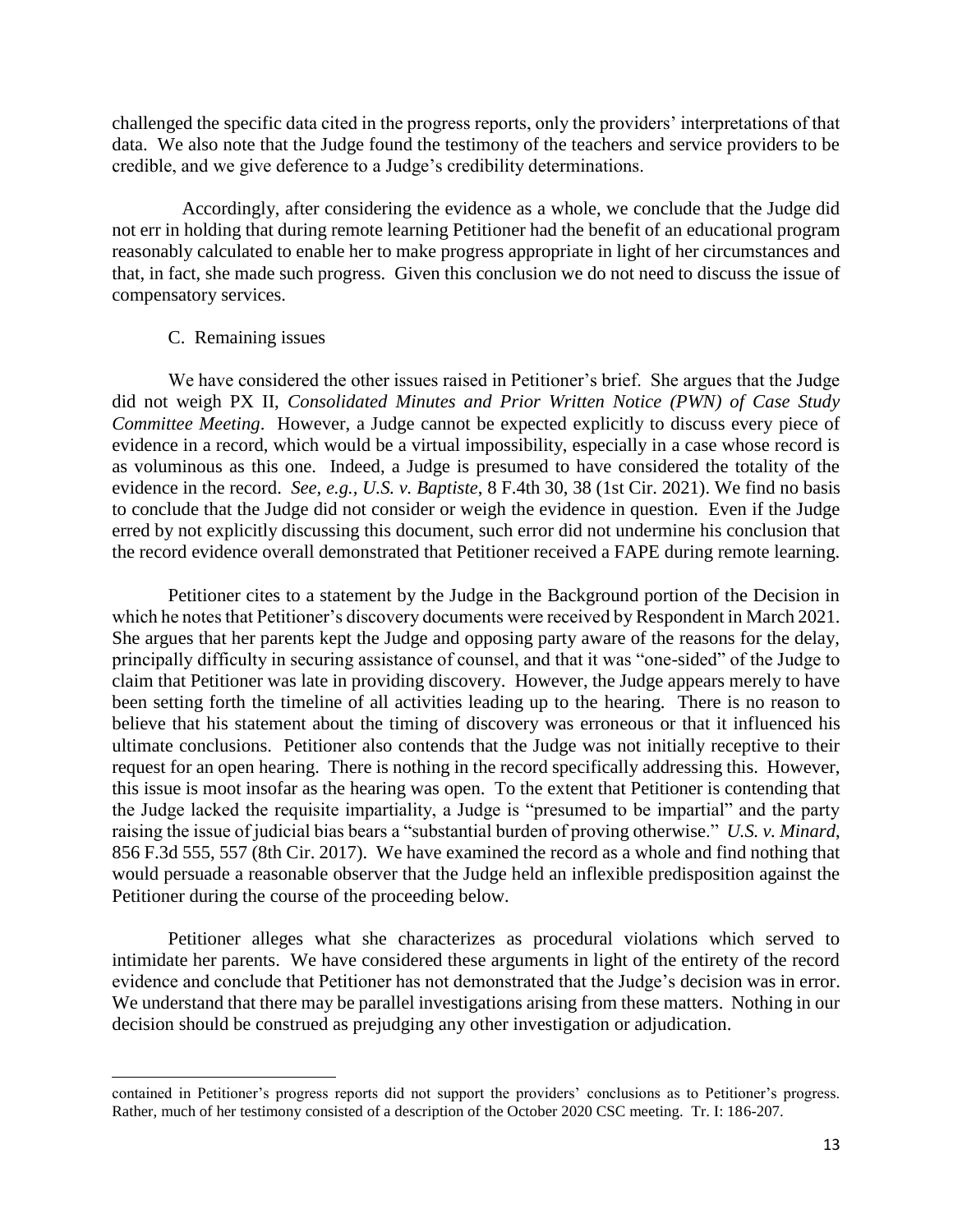challenged the specific data cited in the progress reports, only the providers' interpretations of that data. We also note that the Judge found the testimony of the teachers and service providers to be credible, and we give deference to a Judge's credibility determinations.

Accordingly, after considering the evidence as a whole, we conclude that the Judge did not err in holding that during remote learning Petitioner had the benefit of an educational program reasonably calculated to enable her to make progress appropriate in light of her circumstances and that, in fact, she made such progress. Given this conclusion we do not need to discuss the issue of compensatory services.

### C. Remaining issues

We have considered the other issues raised in Petitioner's brief. She argues that the Judge did not weigh PX II, *Consolidated Minutes and Prior Written Notice (PWN) of Case Study Committee Meeting*. However, a Judge cannot be expected explicitly to discuss every piece of evidence in a record, which would be a virtual impossibility, especially in a case whose record is as voluminous as this one. Indeed, a Judge is presumed to have considered the totality of the evidence in the record. *See, e.g., U.S. v. Baptiste*, 8 F.4th 30, 38 (1st Cir. 2021). We find no basis to conclude that the Judge did not consider or weigh the evidence in question. Even if the Judge erred by not explicitly discussing this document, such error did not undermine his conclusion that the record evidence overall demonstrated that Petitioner received a FAPE during remote learning.

Petitioner cites to a statement by the Judge in the Background portion of the Decision in which he notes that Petitioner's discovery documents were received by Respondent in March 2021. She argues that her parents kept the Judge and opposing party aware of the reasons for the delay, principally difficulty in securing assistance of counsel, and that it was "one-sided" of the Judge to claim that Petitioner was late in providing discovery. However, the Judge appears merely to have been setting forth the timeline of all activities leading up to the hearing. There is no reason to believe that his statement about the timing of discovery was erroneous or that it influenced his ultimate conclusions. Petitioner also contends that the Judge was not initially receptive to their request for an open hearing. There is nothing in the record specifically addressing this. However, this issue is moot insofar as the hearing was open. To the extent that Petitioner is contending that the Judge lacked the requisite impartiality, a Judge is "presumed to be impartial" and the party raising the issue of judicial bias bears a "substantial burden of proving otherwise." *U.S. v. Minard*, 856 F.3d 555, 557 (8th Cir. 2017). We have examined the record as a whole and find nothing that would persuade a reasonable observer that the Judge held an inflexible predisposition against the Petitioner during the course of the proceeding below.

Petitioner alleges what she characterizes as procedural violations which served to intimidate her parents. We have considered these arguments in light of the entirety of the record evidence and conclude that Petitioner has not demonstrated that the Judge's decision was in error. We understand that there may be parallel investigations arising from these matters. Nothing in our decision should be construed as prejudging any other investigation or adjudication.

---

contained in Petitioner's progress reports did not support the providers' conclusions as to Petitioner's progress. Rather, much of her testimony consisted of a description of the October 2020 CSC meeting. Tr. I: 186-207.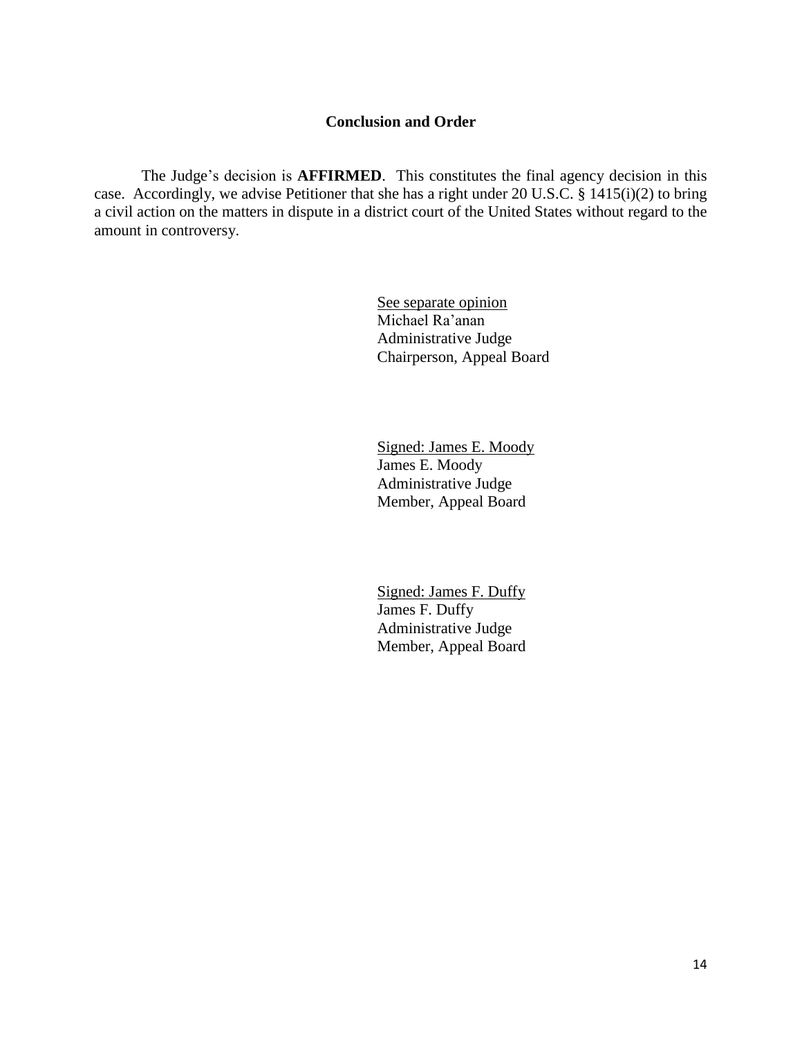## Conclusion and Order

The Judge's decision is **AFFIRMED**. This constitutes the final agency decision in this case. Accordingly, we advise Petitioner that she has a right under 20 U.S.C. § 1415(i)(2) to bring a civil action on the matters in dispute in a district court of the United States without regard to the amount in controversy.

See separate opinion
Michael Ra'anan
Administrative Judge
Chairperson, Appeal Board

Signed: James E. Moody
James E. Moody
Administrative Judge
Member, Appeal Board

Signed: James F. Duffy
James F. Duffy
Administrative Judge
Member, Appeal Board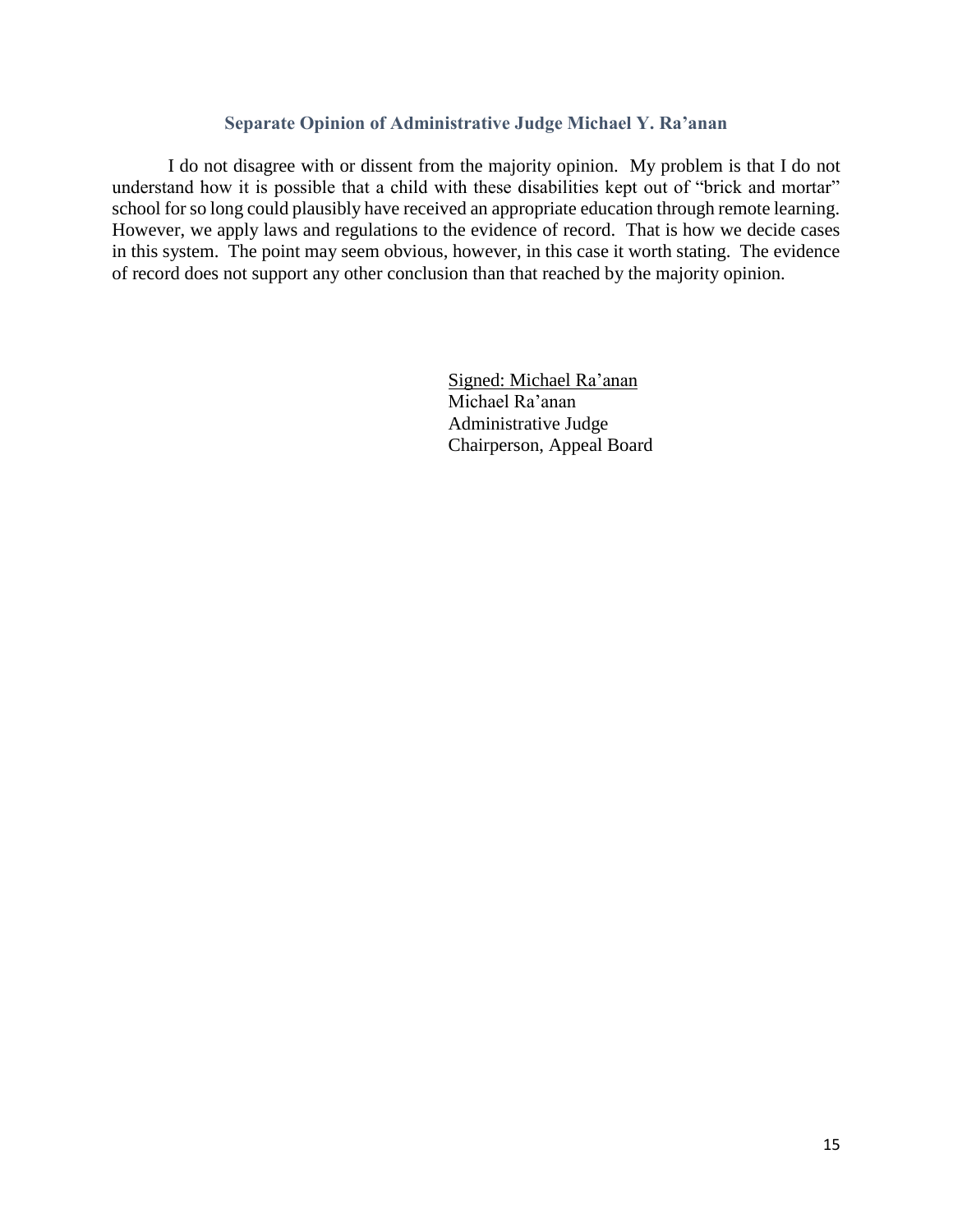### Separate Opinion of Administrative Judge Michael Y. Ra'anan

I do not disagree with or dissent from the majority opinion. My problem is that I do not understand how it is possible that a child with these disabilities kept out of "brick and mortar" school for so long could plausibly have received an appropriate education through remote learning. However, we apply laws and regulations to the evidence of record. That is how we decide cases in this system. The point may seem obvious, however, in this case it worth stating. The evidence of record does not support any other conclusion than that reached by the majority opinion.

Signed: Michael Ra'anan
Michael Ra'anan
Administrative Judge
Chairperson, Appeal Board